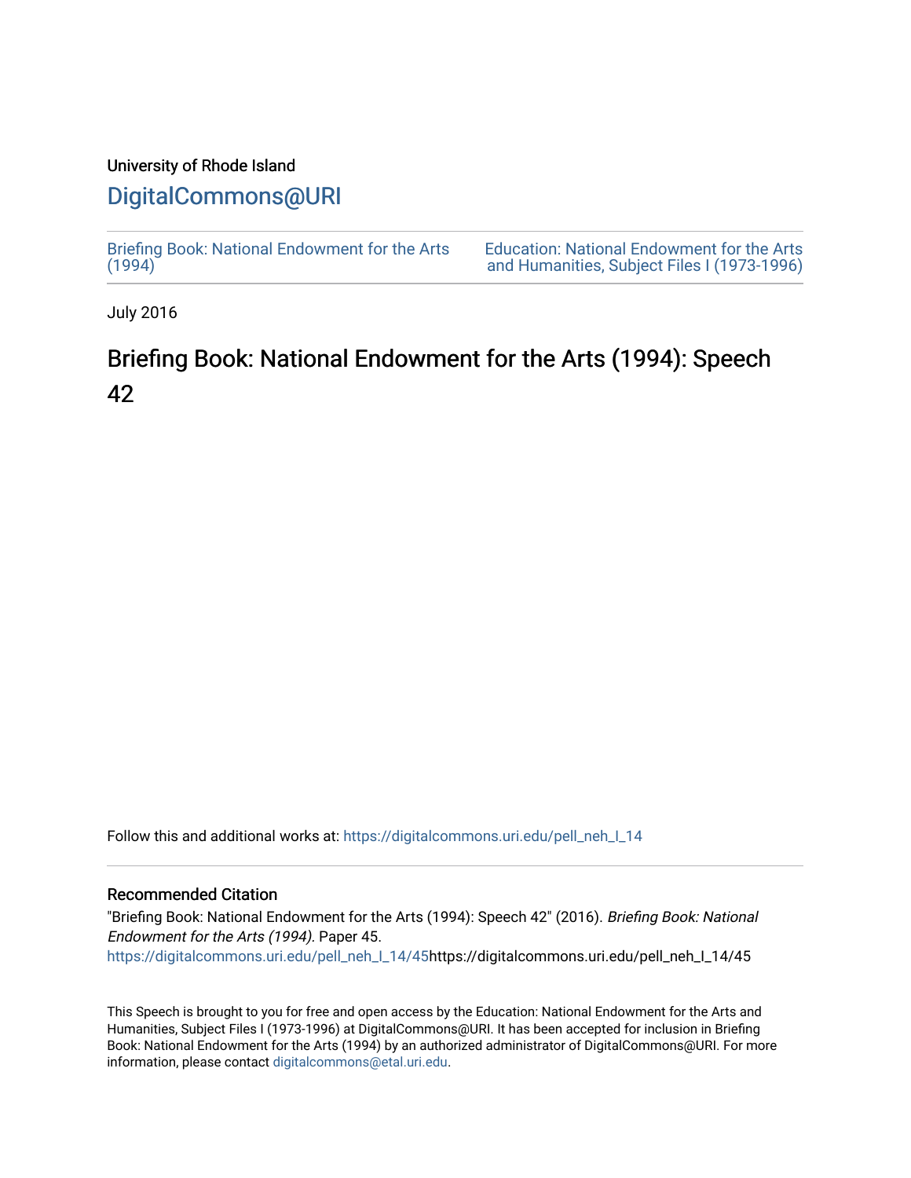University of Rhode Island

# DigitalCommons@URI

Briefing Book: National Endowment for the Arts (1994)

Education: National Endowment for the Arts and Humanities, Subject Files I (1973-1996)

July 2016

# Briefing Book: National Endowment for the Arts (1994): Speech 42

Follow this and additional works at: https://digitalcommons.uri.edu/pell_neh_I_14

## Recommended Citation

"Briefing Book: National Endowment for the Arts (1994): Speech 42" (2016). *Briefing Book: National Endowment for the Arts (1994).* Paper 45.
https://digitalcommons.uri.edu/pell_neh_I_14/45https://digitalcommons.uri.edu/pell_neh_I_14/45

This Speech is brought to you for free and open access by the Education: National Endowment for the Arts and Humanities, Subject Files I (1973-1996) at DigitalCommons@URI. It has been accepted for inclusion in Briefing Book: National Endowment for the Arts (1994) by an authorized administrator of DigitalCommons@URI. For more information, please contact digitalcommons@etal.uri.edu.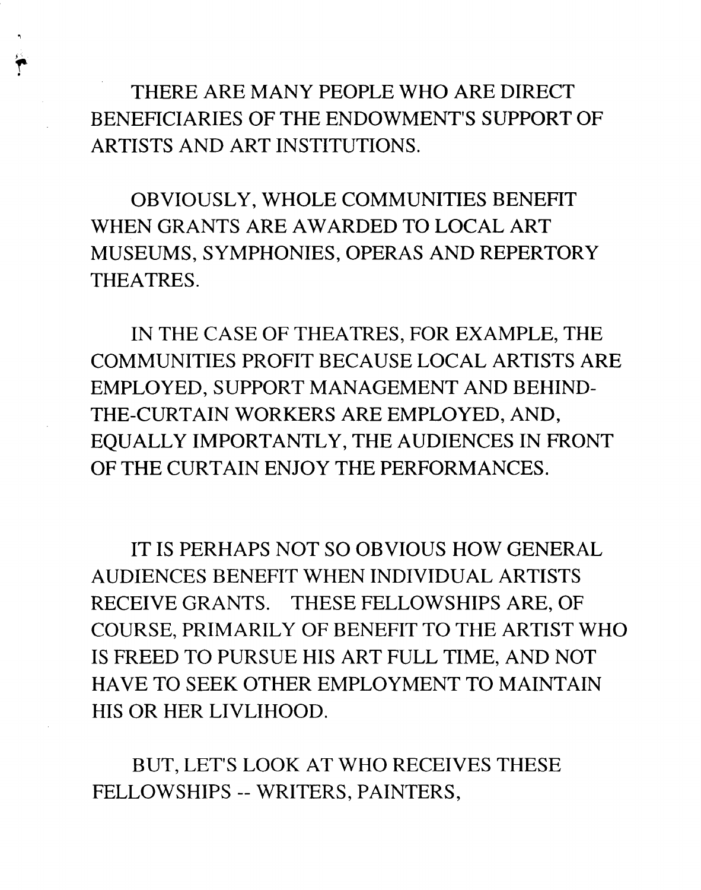THERE ARE MANY PEOPLE WHO ARE DIRECT BENEFICIARIES OF THE ENDOWMENT'S SUPPORT OF ARTISTS AND ART INSTITUTIONS.

OBVIOUSLY, WHOLE COMMUNITIES BENEFIT WHEN GRANTS ARE AWARDED TO LOCAL ART MUSEUMS, SYMPHONIES, OPERAS AND REPERTORY THEATRES.

IN THE CASE OF THEATRES, FOR EXAMPLE, THE COMMUNITIES PROFIT BECAUSE LOCAL ARTISTS ARE EMPLOYED, SUPPORT MANAGEMENT AND BEHIND-THE-CURTAIN WORKERS ARE EMPLOYED, AND, EQUALLY IMPORTANTLY, THE AUDIENCES IN FRONT OF THE CURTAIN ENJOY THE PERFORMANCES.

IT IS PERHAPS NOT SO OBVIOUS HOW GENERAL AUDIENCES BENEFIT WHEN INDIVIDUAL ARTISTS RECEIVE GRANTS. THESE FELLOWSHIPS ARE, OF COURSE, PRIMARILY OF BENEFIT TO THE ARTIST WHO IS FREED TO PURSUE HIS ART FULL TIME, AND NOT HAVE TO SEEK OTHER EMPLOYMENT TO MAINTAIN HIS OR HER LIVLIHOOD.

BUT, LET'S LOOK AT WHO RECEIVES THESE FELLOWSHIPS -- WRITERS, PAINTERS,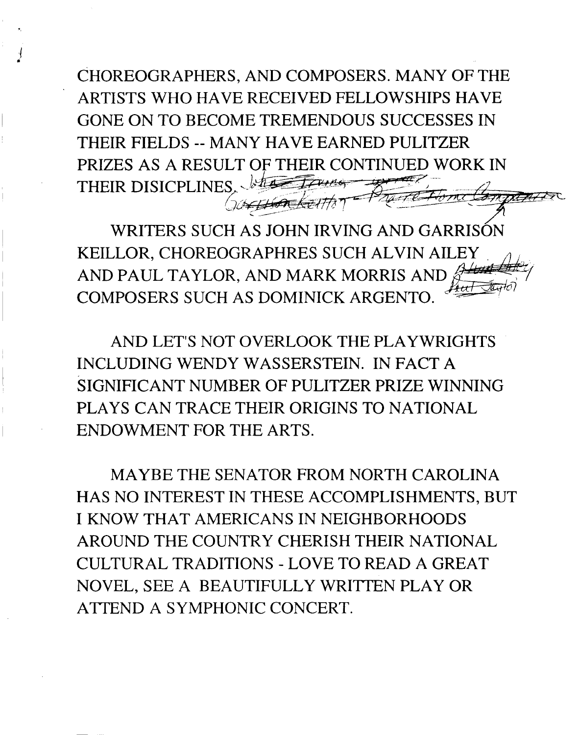CHOREOGRAPHERS, AND COMPOSERS. MANY OF THE ARTISTS WHO HAVE RECEIVED FELLOWSHIPS HAVE GONE ON TO BECOME TREMENDOUS SUCCESSES IN THEIR FIELDS -- MANY HAVE EARNED PULITZER PRIZES AS A RESULT OF THEIR CONTINUED WORK IN THEIR DISICPLINES. John Irving, Garrison Keillor - Prairie Home Companion

WRITERS SUCH AS JOHN IRVING AND GARRISON KEILLOR, CHOREOGRAPHRES SUCH ALVIN AILEY AND PAUL TAYLOR, AND MARK MORRIS AND Alvin Ailey / Paul Taylor COMPOSERS SUCH AS DOMINICK ARGENTO.

AND LET'S NOT OVERLOOK THE PLAYWRIGHTS INCLUDING WENDY WASSERSTEIN. IN FACT A SIGNIFICANT NUMBER OF PULITZER PRIZE WINNING PLAYS CAN TRACE THEIR ORIGINS TO NATIONAL ENDOWMENT FOR THE ARTS.

MAYBE THE SENATOR FROM NORTH CAROLINA HAS NO INTEREST IN THESE ACCOMPLISHMENTS, BUT I KNOW THAT AMERICANS IN NEIGHBORHOODS AROUND THE COUNTRY CHERISH THEIR NATIONAL CULTURAL TRADITIONS - LOVE TO READ A GREAT NOVEL, SEE A BEAUTIFULLY WRITTEN PLAY OR ATTEND A SYMPHONIC CONCERT.